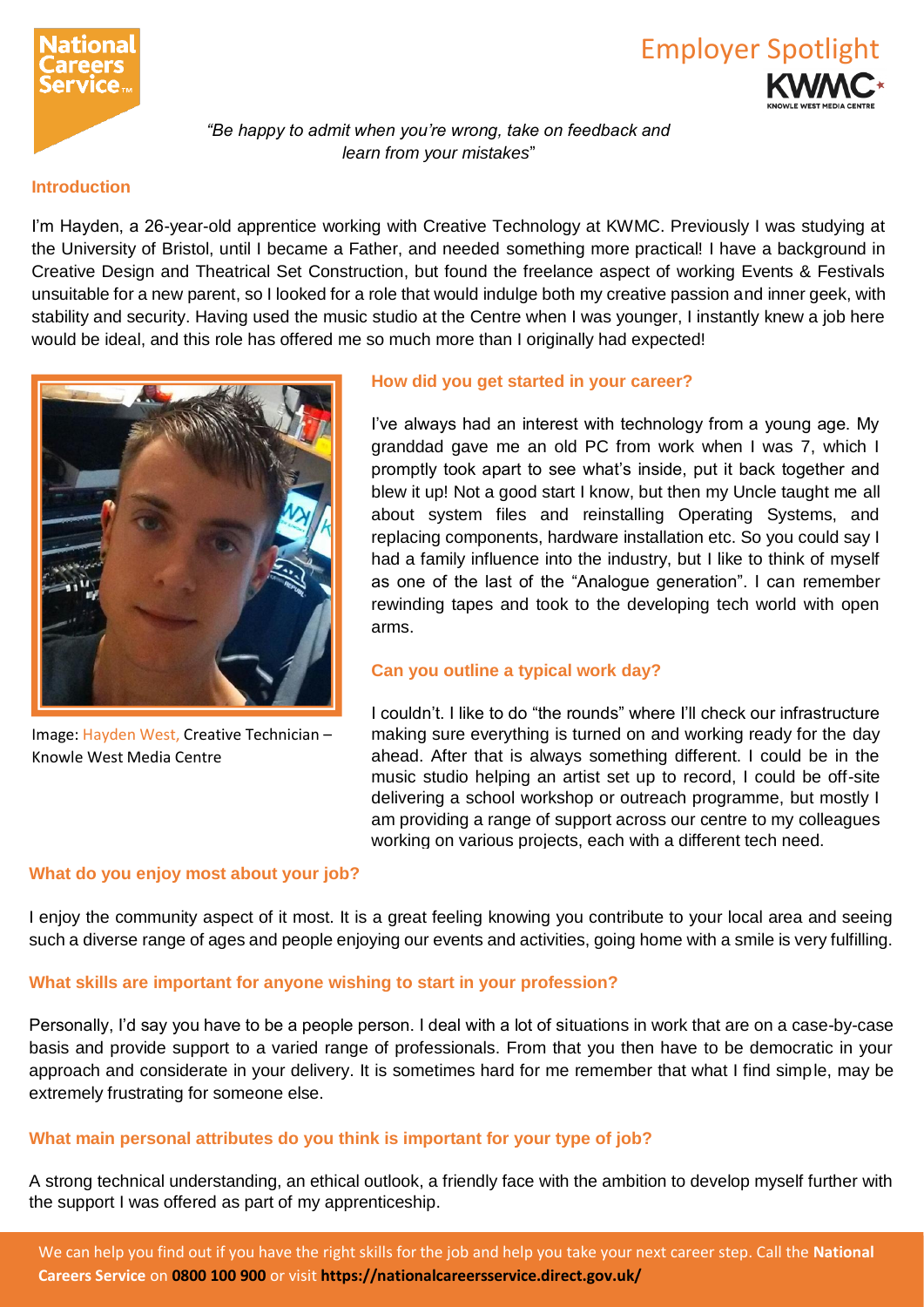Employer Spotlight

*"Be happy to admit when you're wrong, take on feedback and learn from your mistakes"*

## Introduction

I'm Hayden, a 26-year-old apprentice working with Creative Technology at KWMC. Previously I was studying at the University of Bristol, until I became a Father, and needed something more practical! I have a background in Creative Design and Theatrical Set Construction, but found the freelance aspect of working Events & Festivals unsuitable for a new parent, so I looked for a role that would indulge both my creative passion and inner geek, with stability and security. Having used the music studio at the Centre when I was younger, I instantly knew a job here would be ideal, and this role has offered me so much more than I originally had expected!

Image: Hayden West, Creative Technician – Knowle West Media Centre

## How did you get started in your career?

I've always had an interest with technology from a young age. My granddad gave me an old PC from work when I was 7, which I promptly took apart to see what's inside, put it back together and blew it up! Not a good start I know, but then my Uncle taught me all about system files and reinstalling Operating Systems, and replacing components, hardware installation etc. So you could say I had a family influence into the industry, but I like to think of myself as one of the last of the "Analogue generation". I can remember rewinding tapes and took to the developing tech world with open arms.

## Can you outline a typical work day?

I couldn't. I like to do "the rounds" where I'll check our infrastructure making sure everything is turned on and working ready for the day ahead. After that is always something different. I could be in the music studio helping an artist set up to record, I could be off-site delivering a school workshop or outreach programme, but mostly I am providing a range of support across our centre to my colleagues working on various projects, each with a different tech need.

## What do you enjoy most about your job?

I enjoy the community aspect of it most. It is a great feeling knowing you contribute to your local area and seeing such a diverse range of ages and people enjoying our events and activities, going home with a smile is very fulfilling.

## What skills are important for anyone wishing to start in your profession?

Personally, I'd say you have to be a people person. I deal with a lot of situations in work that are on a case-by-case basis and provide support to a varied range of professionals. From that you then have to be democratic in your approach and considerate in your delivery. It is sometimes hard for me remember that what I find simple, may be extremely frustrating for someone else.

## What main personal attributes do you think is important for your type of job?

A strong technical understanding, an ethical outlook, a friendly face with the ambition to develop myself further with the support I was offered as part of my apprenticeship.

We can help you find out if you have the right skills for the job and help you take your next career step. Call the **National Careers Service** on **0800 100 900** or visit **https://nationalcareersservice.direct.gov.uk/**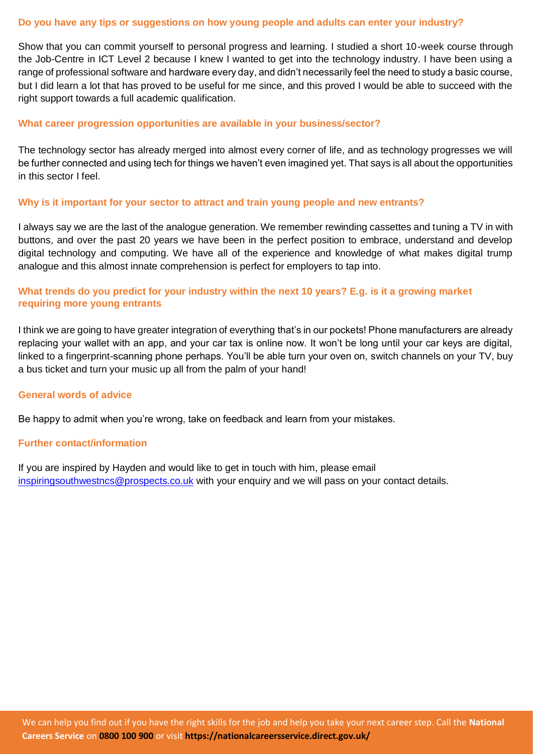**Do you have any tips or suggestions on how young people and adults can enter your industry?**

Show that you can commit yourself to personal progress and learning. I studied a short 10-week course through the Job-Centre in ICT Level 2 because I knew I wanted to get into the technology industry. I have been using a range of professional software and hardware every day, and didn't necessarily feel the need to study a basic course, but I did learn a lot that has proved to be useful for me since, and this proved I would be able to succeed with the right support towards a full academic qualification.

**What career progression opportunities are available in your business/sector?**

The technology sector has already merged into almost every corner of life, and as technology progresses we will be further connected and using tech for things we haven't even imagined yet. That says is all about the opportunities in this sector I feel.

**Why is it important for your sector to attract and train young people and new entrants?**

I always say we are the last of the analogue generation. We remember rewinding cassettes and tuning a TV in with buttons, and over the past 20 years we have been in the perfect position to embrace, understand and develop digital technology and computing. We have all of the experience and knowledge of what makes digital trump analogue and this almost innate comprehension is perfect for employers to tap into.

**What trends do you predict for your industry within the next 10 years? E.g. is it a growing market requiring more young entrants**

I think we are going to have greater integration of everything that's in our pockets! Phone manufacturers are already replacing your wallet with an app, and your car tax is online now. It won't be long until your car keys are digital, linked to a fingerprint-scanning phone perhaps. You'll be able turn your oven on, switch channels on your TV, buy a bus ticket and turn your music up all from the palm of your hand!

**General words of advice**

Be happy to admit when you're wrong, take on feedback and learn from your mistakes.

**Further contact/information**

If you are inspired by Hayden and would like to get in touch with him, please email inspiringsouthwestncs@prospects.co.uk with your enquiry and we will pass on your contact details.

We can help you find out if you have the right skills for the job and help you take your next career step. Call the **National Careers Service** on **0800 100 900** or visit **https://nationalcareersservice.direct.gov.uk/**